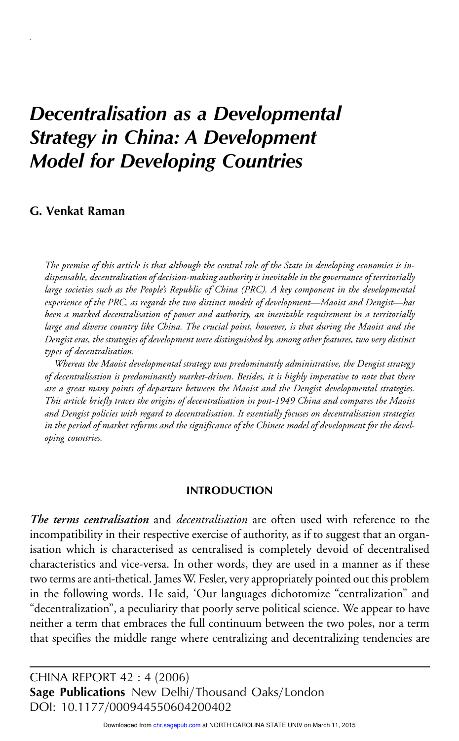# *Decentralisation as a Developmental Strategy in China: A Development Model for Developing Countries*

**G. Venkat Raman**

*The premise of this article is that although the central role of the State in developing economies is indispensable, decentralisation of decision-making authority is inevitable in the governance of territorially large societies such as the People's Republic of China (PRC). A key component in the developmental experience of the PRC, as regards the two distinct models of development—Maoist and Dengist—has been a marked decentralisation of power and authority, an inevitable requirement in a territorially large and diverse country like China. The crucial point, however, is that during the Maoist and the Dengist eras, the strategies of development were distinguished by, among other features, two very distinct types of decentralisation.*

*Whereas the Maoist developmental strategy was predominantly administrative, the Dengist strategy of decentralisation is predominantly market-driven. Besides, it is highly imperative to note that there are a great many points of departure between the Maoist and the Dengist developmental strategies. This article briefly traces the origins of decentralisation in post-1949 China and compares the Maoist and Dengist policies with regard to decentralisation. It essentially focuses on decentralisation strategies in the period of market reforms and the significance of the Chinese model of development for the developing countries.*

## INTRODUCTION

***The terms centralisation*** and *decentralisation* are often used with reference to the incompatibility in their respective exercise of authority, as if to suggest that an organisation which is characterised as centralised is completely devoid of decentralised characteristics and vice-versa. In other words, they are used in a manner as if these two terms are anti-thetical. James W. Fesler, very appropriately pointed out this problem in the following words. He said, 'Our languages dichotomize "centralization" and "decentralization", a peculiarity that poorly serve political science. We appear to have neither a term that embraces the full continuum between the two poles, nor a term that specifies the middle range where centralizing and decentralizing tendencies are

CHINA REPORT 42 : 4 (2006)
**Sage Publications** New Delhi/Thousand Oaks/London
DOI: 10.1177/000944550604200402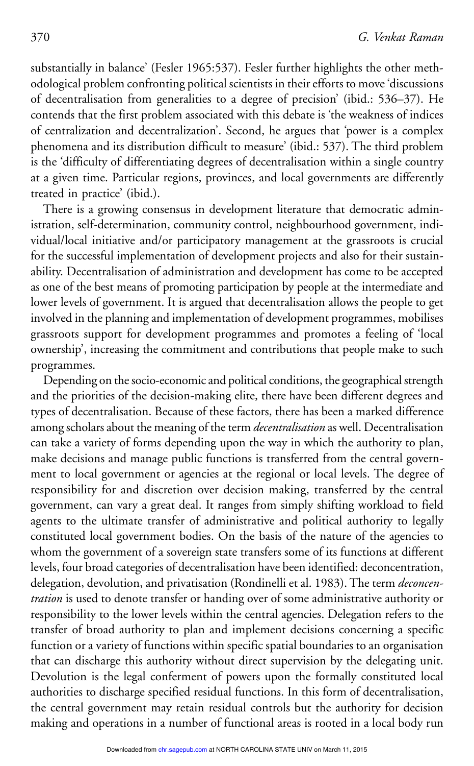substantially in balance' (Fesler 1965:537). Fesler further highlights the other methodological problem confronting political scientists in their efforts to move 'discussions of decentralisation from generalities to a degree of precision' (ibid.: 536–37). He contends that the first problem associated with this debate is 'the weakness of indices of centralization and decentralization'. Second, he argues that 'power is a complex phenomena and its distribution difficult to measure' (ibid.: 537). The third problem is the 'difficulty of differentiating degrees of decentralisation within a single country at a given time. Particular regions, provinces, and local governments are differently treated in practice' (ibid.).

There is a growing consensus in development literature that democratic administration, self-determination, community control, neighbourhood government, individual/local initiative and/or participatory management at the grassroots is crucial for the successful implementation of development projects and also for their sustainability. Decentralisation of administration and development has come to be accepted as one of the best means of promoting participation by people at the intermediate and lower levels of government. It is argued that decentralisation allows the people to get involved in the planning and implementation of development programmes, mobilises grassroots support for development programmes and promotes a feeling of 'local ownership', increasing the commitment and contributions that people make to such programmes.

Depending on the socio-economic and political conditions, the geographical strength and the priorities of the decision-making elite, there have been different degrees and types of decentralisation. Because of these factors, there has been a marked difference among scholars about the meaning of the term *decentralisation* as well. Decentralisation can take a variety of forms depending upon the way in which the authority to plan, make decisions and manage public functions is transferred from the central government to local government or agencies at the regional or local levels. The degree of responsibility for and discretion over decision making, transferred by the central government, can vary a great deal. It ranges from simply shifting workload to field agents to the ultimate transfer of administrative and political authority to legally constituted local government bodies. On the basis of the nature of the agencies to whom the government of a sovereign state transfers some of its functions at different levels, four broad categories of decentralisation have been identified: deconcentration, delegation, devolution, and privatisation (Rondinelli et al. 1983). The term *deconcentration* is used to denote transfer or handing over of some administrative authority or responsibility to the lower levels within the central agencies. Delegation refers to the transfer of broad authority to plan and implement decisions concerning a specific function or a variety of functions within specific spatial boundaries to an organisation that can discharge this authority without direct supervision by the delegating unit. Devolution is the legal conferment of powers upon the formally constituted local authorities to discharge specified residual functions. In this form of decentralisation, the central government may retain residual controls but the authority for decision making and operations in a number of functional areas is rooted in a local body run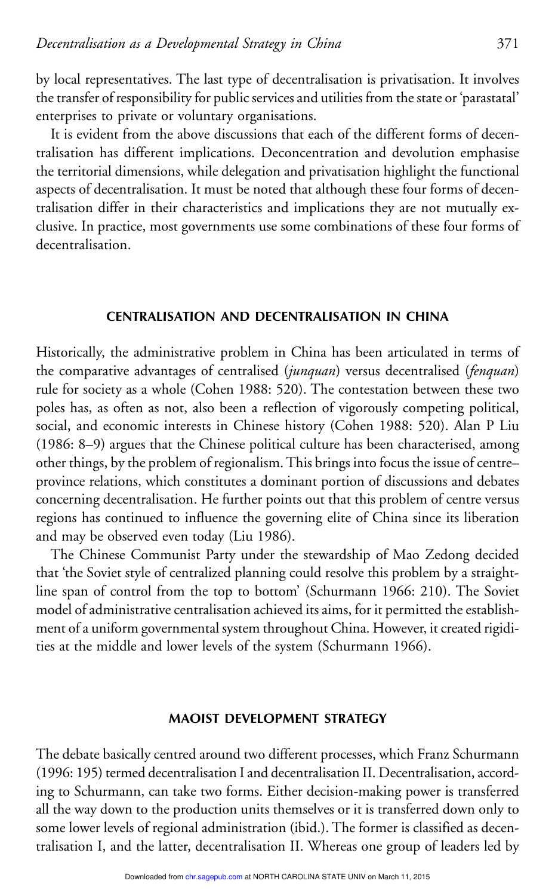by local representatives. The last type of decentralisation is privatisation. It involves the transfer of responsibility for public services and utilities from the state or 'parastatal' enterprises to private or voluntary organisations.

It is evident from the above discussions that each of the different forms of decentralisation has different implications. Deconcentration and devolution emphasise the territorial dimensions, while delegation and privatisation highlight the functional aspects of decentralisation. It must be noted that although these four forms of decentralisation differ in their characteristics and implications they are not mutually exclusive. In practice, most governments use some combinations of these four forms of decentralisation.

## CENTRALISATION AND DECENTRALISATION IN CHINA

Historically, the administrative problem in China has been articulated in terms of the comparative advantages of centralised (*junquan*) versus decentralised (*fenquan*) rule for society as a whole (Cohen 1988: 520). The contestation between these two poles has, as often as not, also been a reflection of vigorously competing political, social, and economic interests in Chinese history (Cohen 1988: 520). Alan P Liu (1986: 8–9) argues that the Chinese political culture has been characterised, among other things, by the problem of regionalism. This brings into focus the issue of centre–province relations, which constitutes a dominant portion of discussions and debates concerning decentralisation. He further points out that this problem of centre versus regions has continued to influence the governing elite of China since its liberation and may be observed even today (Liu 1986).

The Chinese Communist Party under the stewardship of Mao Zedong decided that 'the Soviet style of centralized planning could resolve this problem by a straight-line span of control from the top to bottom' (Schurmann 1966: 210). The Soviet model of administrative centralisation achieved its aims, for it permitted the establishment of a uniform governmental system throughout China. However, it created rigidities at the middle and lower levels of the system (Schurmann 1966).

## MAOIST DEVELOPMENT STRATEGY

The debate basically centred around two different processes, which Franz Schurmann (1996: 195) termed decentralisation I and decentralisation II. Decentralisation, according to Schurmann, can take two forms. Either decision-making power is transferred all the way down to the production units themselves or it is transferred down only to some lower levels of regional administration (ibid.). The former is classified as decentralisation I, and the latter, decentralisation II. Whereas one group of leaders led by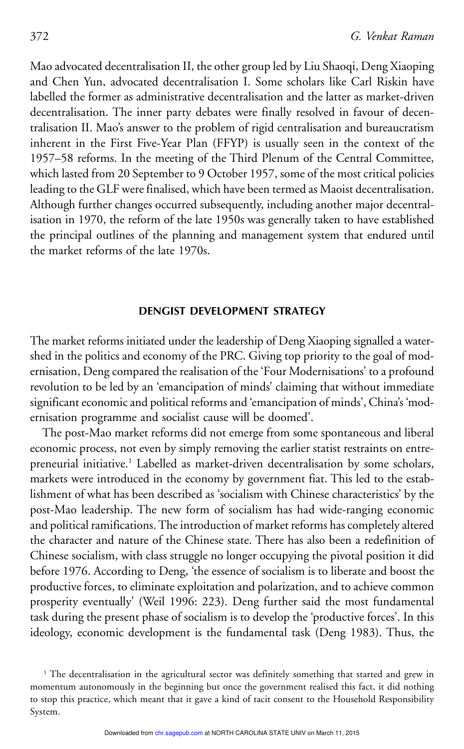Mao advocated decentralisation II, the other group led by Liu Shaoqi, Deng Xiaoping and Chen Yun, advocated decentralisation I. Some scholars like Carl Riskin have labelled the former as administrative decentralisation and the latter as market-driven decentralisation. The inner party debates were finally resolved in favour of decentralisation II. Mao's answer to the problem of rigid centralisation and bureaucratism inherent in the First Five-Year Plan (FFYP) is usually seen in the context of the 1957–58 reforms. In the meeting of the Third Plenum of the Central Committee, which lasted from 20 September to 9 October 1957, some of the most critical policies leading to the GLF were finalised, which have been termed as Maoist decentralisation. Although further changes occurred subsequently, including another major decentralisation in 1970, the reform of the late 1950s was generally taken to have established the principal outlines of the planning and management system that endured until the market reforms of the late 1970s.

## DENGIST DEVELOPMENT STRATEGY

The market reforms initiated under the leadership of Deng Xiaoping signalled a watershed in the politics and economy of the PRC. Giving top priority to the goal of modernisation, Deng compared the realisation of the 'Four Modernisations' to a profound revolution to be led by an 'emancipation of minds' claiming that without immediate significant economic and political reforms and 'emancipation of minds', China's 'modernisation programme and socialist cause will be doomed'.

The post-Mao market reforms did not emerge from some spontaneous and liberal economic process, not even by simply removing the earlier statist restraints on entrepreneurial initiative.[1] Labelled as market-driven decentralisation by some scholars, markets were introduced in the economy by government fiat. This led to the establishment of what has been described as 'socialism with Chinese characteristics' by the post-Mao leadership. The new form of socialism has had wide-ranging economic and political ramifications. The introduction of market reforms has completely altered the character and nature of the Chinese state. There has also been a redefinition of Chinese socialism, with class struggle no longer occupying the pivotal position it did before 1976. According to Deng, 'the essence of socialism is to liberate and boost the productive forces, to eliminate exploitation and polarization, and to achieve common prosperity eventually' (Weil 1996: 223). Deng further said the most fundamental task during the present phase of socialism is to develop the 'productive forces'. In this ideology, economic development is the fundamental task (Deng 1983). Thus, the

[1] The decentralisation in the agricultural sector was definitely something that started and grew in momentum autonomously in the beginning but once the government realised this fact, it did nothing to stop this practice, which meant that it gave a kind of tacit consent to the Household Responsibility System.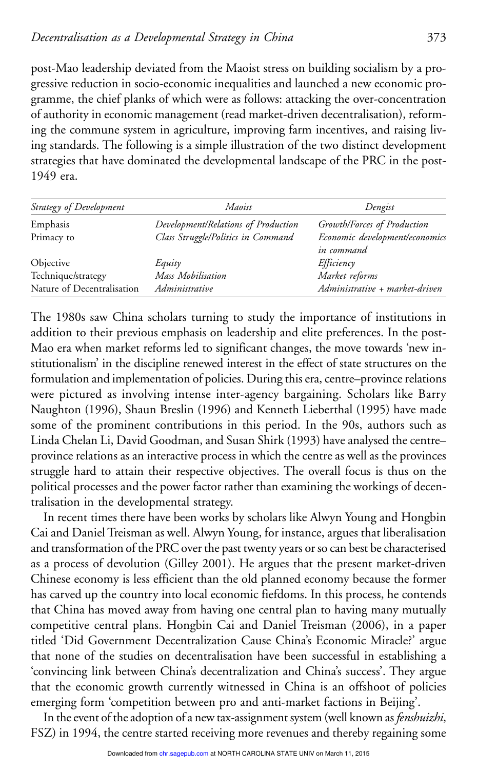post-Mao leadership deviated from the Maoist stress on building socialism by a progressive reduction in socio-economic inequalities and launched a new economic programme, the chief planks of which were as follows: attacking the over-concentration of authority in economic management (read market-driven decentralisation), reforming the commune system in agriculture, improving farm incentives, and raising living standards. The following is a simple illustration of the two distinct development strategies that have dominated the developmental landscape of the PRC in the post-1949 era.

| *Strategy of Development* | *Maoist* | *Dengist* |
|---|---|---|
| Emphasis | *Development/Relations of Production* | *Growth/Forces of Production* |
| Primacy to | *Class Struggle/Politics in Command* | *Economic development/economics in command* |
| Objective | *Equity* | *Efficiency* |
| Technique/strategy | *Mass Mobilisation* | *Market reforms* |
| Nature of Decentralisation | *Administrative* | *Administrative + market-driven* |

The 1980s saw China scholars turning to study the importance of institutions in addition to their previous emphasis on leadership and elite preferences. In the post-Mao era when market reforms led to significant changes, the move towards 'new institutionalism' in the discipline renewed interest in the effect of state structures on the formulation and implementation of policies. During this era, centre–province relations were pictured as involving intense inter-agency bargaining. Scholars like Barry Naughton (1996), Shaun Breslin (1996) and Kenneth Lieberthal (1995) have made some of the prominent contributions in this period. In the 90s, authors such as Linda Chelan Li, David Goodman, and Susan Shirk (1993) have analysed the centre–province relations as an interactive process in which the centre as well as the provinces struggle hard to attain their respective objectives. The overall focus is thus on the political processes and the power factor rather than examining the workings of decentralisation in the developmental strategy.

In recent times there have been works by scholars like Alwyn Young and Hongbin Cai and Daniel Treisman as well. Alwyn Young, for instance, argues that liberalisation and transformation of the PRC over the past twenty years or so can best be characterised as a process of devolution (Gilley 2001). He argues that the present market-driven Chinese economy is less efficient than the old planned economy because the former has carved up the country into local economic fiefdoms. In this process, he contends that China has moved away from having one central plan to having many mutually competitive central plans. Hongbin Cai and Daniel Treisman (2006), in a paper titled 'Did Government Decentralization Cause China's Economic Miracle?' argue that none of the studies on decentralisation have been successful in establishing a 'convincing link between China's decentralization and China's success'. They argue that the economic growth currently witnessed in China is an offshoot of policies emerging form 'competition between pro and anti-market factions in Beijing'.

In the event of the adoption of a new tax-assignment system (well known as *fenshuizhi*, FSZ) in 1994, the centre started receiving more revenues and thereby regaining some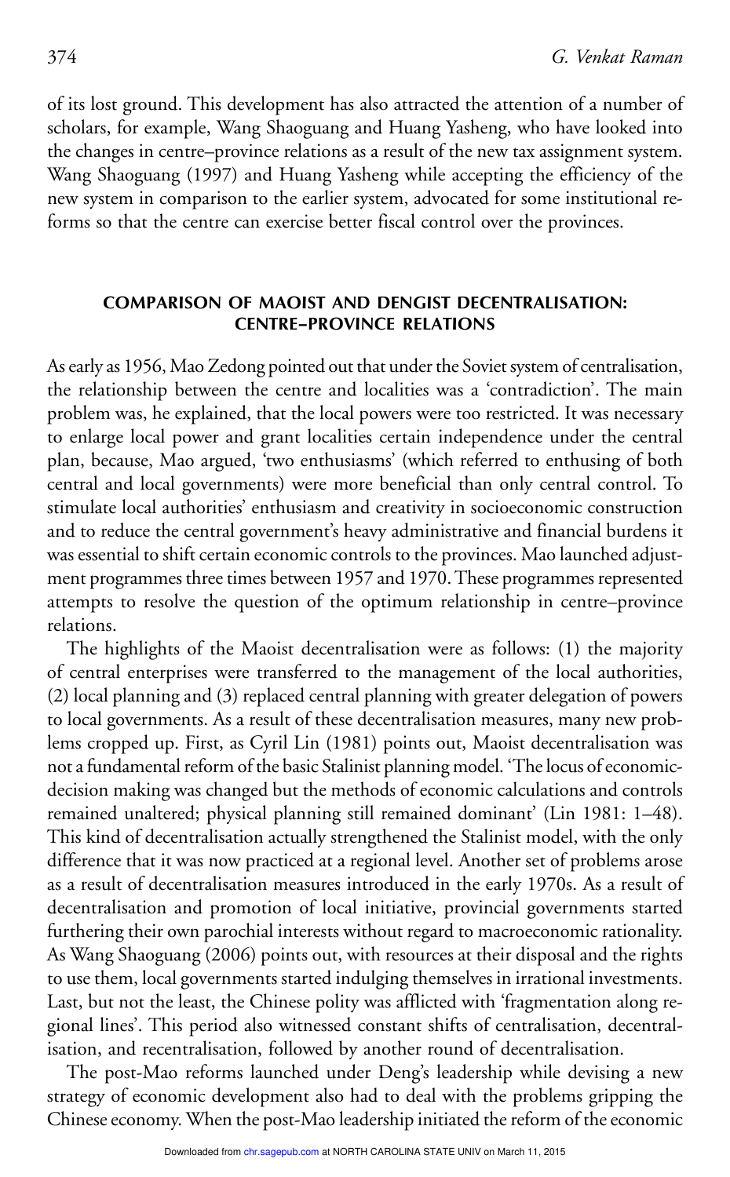of its lost ground. This development has also attracted the attention of a number of scholars, for example, Wang Shaoguang and Huang Yasheng, who have looked into the changes in centre–province relations as a result of the new tax assignment system. Wang Shaoguang (1997) and Huang Yasheng while accepting the efficiency of the new system in comparison to the earlier system, advocated for some institutional reforms so that the centre can exercise better fiscal control over the provinces.

## COMPARISON OF MAOIST AND DENGIST DECENTRALISATION: CENTRE–PROVINCE RELATIONS

As early as 1956, Mao Zedong pointed out that under the Soviet system of centralisation, the relationship between the centre and localities was a 'contradiction'. The main problem was, he explained, that the local powers were too restricted. It was necessary to enlarge local power and grant localities certain independence under the central plan, because, Mao argued, 'two enthusiasms' (which referred to enthusing of both central and local governments) were more beneficial than only central control. To stimulate local authorities' enthusiasm and creativity in socioeconomic construction and to reduce the central government's heavy administrative and financial burdens it was essential to shift certain economic controls to the provinces. Mao launched adjustment programmes three times between 1957 and 1970. These programmes represented attempts to resolve the question of the optimum relationship in centre–province relations.

The highlights of the Maoist decentralisation were as follows: (1) the majority of central enterprises were transferred to the management of the local authorities, (2) local planning and (3) replaced central planning with greater delegation of powers to local governments. As a result of these decentralisation measures, many new problems cropped up. First, as Cyril Lin (1981) points out, Maoist decentralisation was not a fundamental reform of the basic Stalinist planning model. 'The locus of economic-decision making was changed but the methods of economic calculations and controls remained unaltered; physical planning still remained dominant' (Lin 1981: 1–48). This kind of decentralisation actually strengthened the Stalinist model, with the only difference that it was now practiced at a regional level. Another set of problems arose as a result of decentralisation measures introduced in the early 1970s. As a result of decentralisation and promotion of local initiative, provincial governments started furthering their own parochial interests without regard to macroeconomic rationality. As Wang Shaoguang (2006) points out, with resources at their disposal and the rights to use them, local governments started indulging themselves in irrational investments. Last, but not the least, the Chinese polity was afflicted with 'fragmentation along regional lines'. This period also witnessed constant shifts of centralisation, decentralisation, and recentralisation, followed by another round of decentralisation.

The post-Mao reforms launched under Deng's leadership while devising a new strategy of economic development also had to deal with the problems gripping the Chinese economy. When the post-Mao leadership initiated the reform of the economic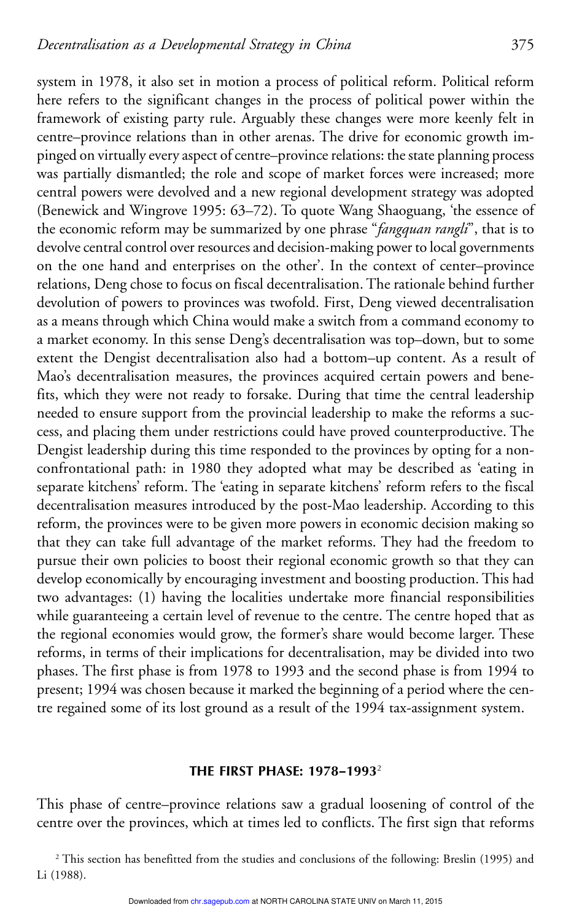system in 1978, it also set in motion a process of political reform. Political reform here refers to the significant changes in the process of political power within the framework of existing party rule. Arguably these changes were more keenly felt in centre–province relations than in other arenas. The drive for economic growth impinged on virtually every aspect of centre–province relations: the state planning process was partially dismantled; the role and scope of market forces were increased; more central powers were devolved and a new regional development strategy was adopted (Benewick and Wingrove 1995: 63–72). To quote Wang Shaoguang, 'the essence of the economic reform may be summarized by one phrase "*fangquan rangli*", that is to devolve central control over resources and decision-making power to local governments on the one hand and enterprises on the other'. In the context of center–province relations, Deng chose to focus on fiscal decentralisation. The rationale behind further devolution of powers to provinces was twofold. First, Deng viewed decentralisation as a means through which China would make a switch from a command economy to a market economy. In this sense Deng's decentralisation was top–down, but to some extent the Dengist decentralisation also had a bottom–up content. As a result of Mao's decentralisation measures, the provinces acquired certain powers and benefits, which they were not ready to forsake. During that time the central leadership needed to ensure support from the provincial leadership to make the reforms a success, and placing them under restrictions could have proved counterproductive. The Dengist leadership during this time responded to the provinces by opting for a non-confrontational path: in 1980 they adopted what may be described as 'eating in separate kitchens' reform. The 'eating in separate kitchens' reform refers to the fiscal decentralisation measures introduced by the post-Mao leadership. According to this reform, the provinces were to be given more powers in economic decision making so that they can take full advantage of the market reforms. They had the freedom to pursue their own policies to boost their regional economic growth so that they can develop economically by encouraging investment and boosting production. This had two advantages: (1) having the localities undertake more financial responsibilities while guaranteeing a certain level of revenue to the centre. The centre hoped that as the regional economies would grow, the former's share would become larger. These reforms, in terms of their implications for decentralisation, may be divided into two phases. The first phase is from 1978 to 1993 and the second phase is from 1994 to present; 1994 was chosen because it marked the beginning of a period where the centre regained some of its lost ground as a result of the 1994 tax-assignment system.

## THE FIRST PHASE: 1978–1993[2]

This phase of centre–province relations saw a gradual loosening of control of the centre over the provinces, which at times led to conflicts. The first sign that reforms

[2] This section has benefitted from the studies and conclusions of the following: Breslin (1995) and Li (1988).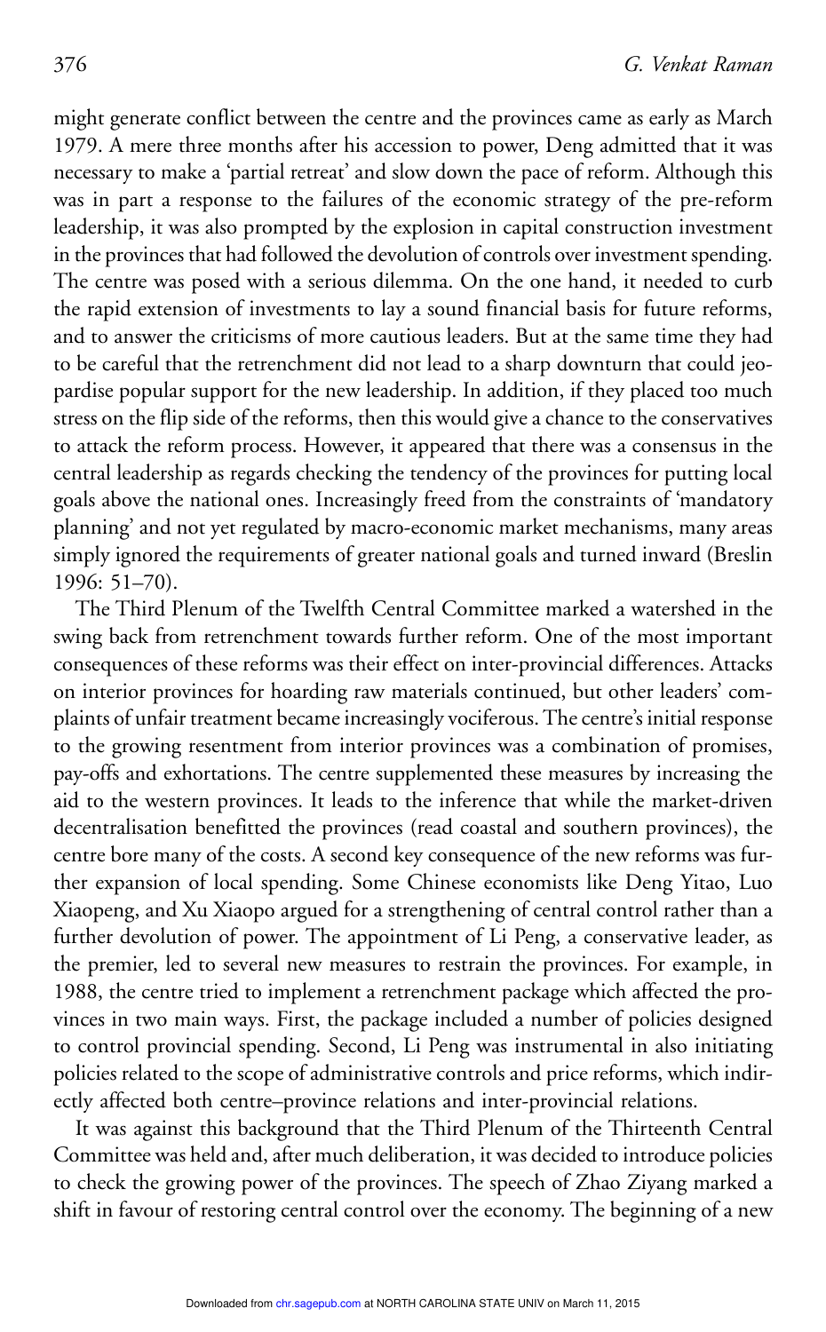might generate conflict between the centre and the provinces came as early as March 1979. A mere three months after his accession to power, Deng admitted that it was necessary to make a 'partial retreat' and slow down the pace of reform. Although this was in part a response to the failures of the economic strategy of the pre-reform leadership, it was also prompted by the explosion in capital construction investment in the provinces that had followed the devolution of controls over investment spending. The centre was posed with a serious dilemma. On the one hand, it needed to curb the rapid extension of investments to lay a sound financial basis for future reforms, and to answer the criticisms of more cautious leaders. But at the same time they had to be careful that the retrenchment did not lead to a sharp downturn that could jeopardise popular support for the new leadership. In addition, if they placed too much stress on the flip side of the reforms, then this would give a chance to the conservatives to attack the reform process. However, it appeared that there was a consensus in the central leadership as regards checking the tendency of the provinces for putting local goals above the national ones. Increasingly freed from the constraints of 'mandatory planning' and not yet regulated by macro-economic market mechanisms, many areas simply ignored the requirements of greater national goals and turned inward (Breslin 1996: 51–70).

The Third Plenum of the Twelfth Central Committee marked a watershed in the swing back from retrenchment towards further reform. One of the most important consequences of these reforms was their effect on inter-provincial differences. Attacks on interior provinces for hoarding raw materials continued, but other leaders' complaints of unfair treatment became increasingly vociferous. The centre's initial response to the growing resentment from interior provinces was a combination of promises, pay-offs and exhortations. The centre supplemented these measures by increasing the aid to the western provinces. It leads to the inference that while the market-driven decentralisation benefitted the provinces (read coastal and southern provinces), the centre bore many of the costs. A second key consequence of the new reforms was further expansion of local spending. Some Chinese economists like Deng Yitao, Luo Xiaopeng, and Xu Xiaopo argued for a strengthening of central control rather than a further devolution of power. The appointment of Li Peng, a conservative leader, as the premier, led to several new measures to restrain the provinces. For example, in 1988, the centre tried to implement a retrenchment package which affected the provinces in two main ways. First, the package included a number of policies designed to control provincial spending. Second, Li Peng was instrumental in also initiating policies related to the scope of administrative controls and price reforms, which indirectly affected both centre–province relations and inter-provincial relations.

It was against this background that the Third Plenum of the Thirteenth Central Committee was held and, after much deliberation, it was decided to introduce policies to check the growing power of the provinces. The speech of Zhao Ziyang marked a shift in favour of restoring central control over the economy. The beginning of a new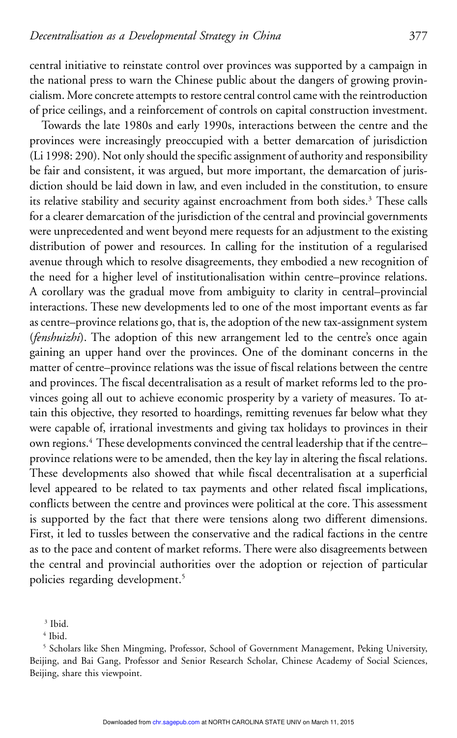central initiative to reinstate control over provinces was supported by a campaign in the national press to warn the Chinese public about the dangers of growing provincialism. More concrete attempts to restore central control came with the reintroduction of price ceilings, and a reinforcement of controls on capital construction investment.

Towards the late 1980s and early 1990s, interactions between the centre and the provinces were increasingly preoccupied with a better demarcation of jurisdiction (Li 1998: 290). Not only should the specific assignment of authority and responsibility be fair and consistent, it was argued, but more important, the demarcation of jurisdiction should be laid down in law, and even included in the constitution, to ensure its relative stability and security against encroachment from both sides.[3] These calls for a clearer demarcation of the jurisdiction of the central and provincial governments were unprecedented and went beyond mere requests for an adjustment to the existing distribution of power and resources. In calling for the institution of a regularised avenue through which to resolve disagreements, they embodied a new recognition of the need for a higher level of institutionalisation within centre–province relations. A corollary was the gradual move from ambiguity to clarity in central–provincial interactions. These new developments led to one of the most important events as far as centre–province relations go, that is, the adoption of the new tax-assignment system (*fenshuizhi*). The adoption of this new arrangement led to the centre's once again gaining an upper hand over the provinces. One of the dominant concerns in the matter of centre–province relations was the issue of fiscal relations between the centre and provinces. The fiscal decentralisation as a result of market reforms led to the provinces going all out to achieve economic prosperity by a variety of measures. To attain this objective, they resorted to hoardings, remitting revenues far below what they were capable of, irrational investments and giving tax holidays to provinces in their own regions.[4] These developments convinced the central leadership that if the centre–province relations were to be amended, then the key lay in altering the fiscal relations. These developments also showed that while fiscal decentralisation at a superficial level appeared to be related to tax payments and other related fiscal implications, conflicts between the centre and provinces were political at the core. This assessment is supported by the fact that there were tensions along two different dimensions. First, it led to tussles between the conservative and the radical factions in the centre as to the pace and content of market reforms. There were also disagreements between the central and provincial authorities over the adoption or rejection of particular policies regarding development.[5]

[3] Ibid.

[4] Ibid.

[5] Scholars like Shen Mingming, Professor, School of Government Management, Peking University, Beijing, and Bai Gang, Professor and Senior Research Scholar, Chinese Academy of Social Sciences, Beijing, share this viewpoint.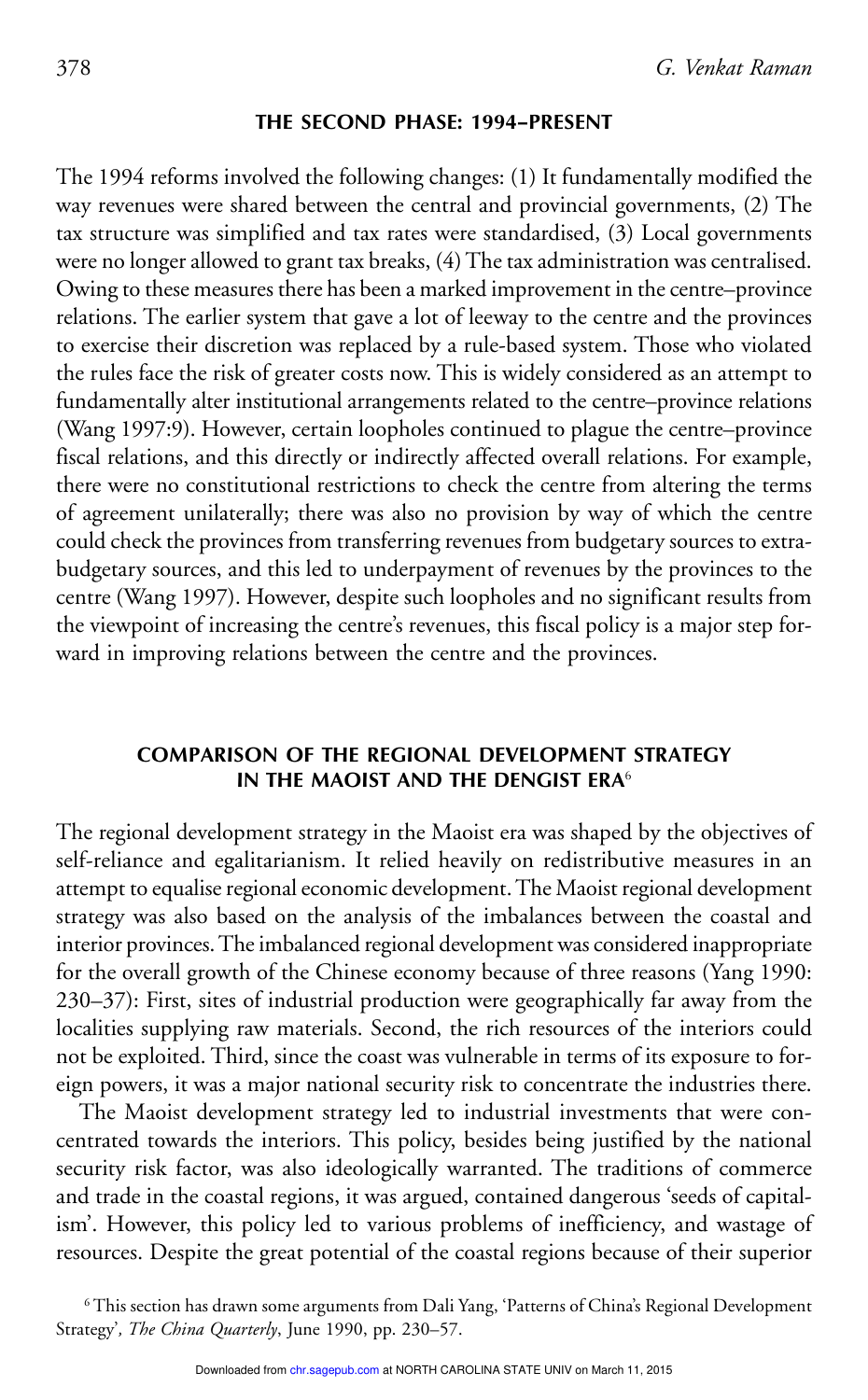## THE SECOND PHASE: 1994–PRESENT

The 1994 reforms involved the following changes: (1) It fundamentally modified the way revenues were shared between the central and provincial governments, (2) The tax structure was simplified and tax rates were standardised, (3) Local governments were no longer allowed to grant tax breaks, (4) The tax administration was centralised. Owing to these measures there has been a marked improvement in the centre–province relations. The earlier system that gave a lot of leeway to the centre and the provinces to exercise their discretion was replaced by a rule-based system. Those who violated the rules face the risk of greater costs now. This is widely considered as an attempt to fundamentally alter institutional arrangements related to the centre–province relations (Wang 1997:9). However, certain loopholes continued to plague the centre–province fiscal relations, and this directly or indirectly affected overall relations. For example, there were no constitutional restrictions to check the centre from altering the terms of agreement unilaterally; there was also no provision by way of which the centre could check the provinces from transferring revenues from budgetary sources to extra-budgetary sources, and this led to underpayment of revenues by the provinces to the centre (Wang 1997). However, despite such loopholes and no significant results from the viewpoint of increasing the centre's revenues, this fiscal policy is a major step forward in improving relations between the centre and the provinces.

## COMPARISON OF THE REGIONAL DEVELOPMENT STRATEGY IN THE MAOIST AND THE DENGIST ERA[6]

The regional development strategy in the Maoist era was shaped by the objectives of self-reliance and egalitarianism. It relied heavily on redistributive measures in an attempt to equalise regional economic development. The Maoist regional development strategy was also based on the analysis of the imbalances between the coastal and interior provinces. The imbalanced regional development was considered inappropriate for the overall growth of the Chinese economy because of three reasons (Yang 1990: 230–37): First, sites of industrial production were geographically far away from the localities supplying raw materials. Second, the rich resources of the interiors could not be exploited. Third, since the coast was vulnerable in terms of its exposure to foreign powers, it was a major national security risk to concentrate the industries there.

The Maoist development strategy led to industrial investments that were concentrated towards the interiors. This policy, besides being justified by the national security risk factor, was also ideologically warranted. The traditions of commerce and trade in the coastal regions, it was argued, contained dangerous 'seeds of capitalism'. However, this policy led to various problems of inefficiency, and wastage of resources. Despite the great potential of the coastal regions because of their superior

[6] This section has drawn some arguments from Dali Yang, 'Patterns of China's Regional Development Strategy', *The China Quarterly*, June 1990, pp. 230–57.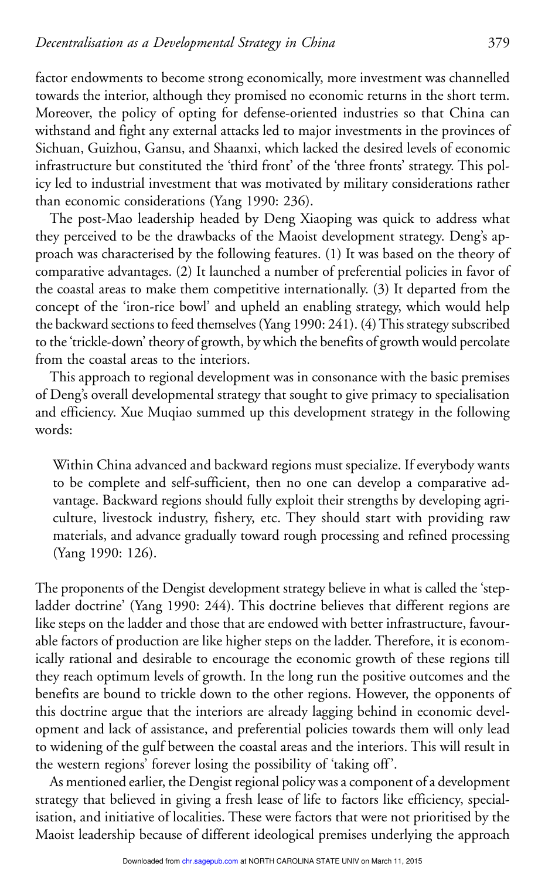factor endowments to become strong economically, more investment was channelled towards the interior, although they promised no economic returns in the short term. Moreover, the policy of opting for defense-oriented industries so that China can withstand and fight any external attacks led to major investments in the provinces of Sichuan, Guizhou, Gansu, and Shaanxi, which lacked the desired levels of economic infrastructure but constituted the 'third front' of the 'three fronts' strategy. This policy led to industrial investment that was motivated by military considerations rather than economic considerations (Yang 1990: 236).

The post-Mao leadership headed by Deng Xiaoping was quick to address what they perceived to be the drawbacks of the Maoist development strategy. Deng's approach was characterised by the following features. (1) It was based on the theory of comparative advantages. (2) It launched a number of preferential policies in favor of the coastal areas to make them competitive internationally. (3) It departed from the concept of the 'iron-rice bowl' and upheld an enabling strategy, which would help the backward sections to feed themselves (Yang 1990: 241). (4) This strategy subscribed to the 'trickle-down' theory of growth, by which the benefits of growth would percolate from the coastal areas to the interiors.

This approach to regional development was in consonance with the basic premises of Deng's overall developmental strategy that sought to give primacy to specialisation and efficiency. Xue Muqiao summed up this development strategy in the following words:

> Within China advanced and backward regions must specialize. If everybody wants to be complete and self-sufficient, then no one can develop a comparative advantage. Backward regions should fully exploit their strengths by developing agriculture, livestock industry, fishery, etc. They should start with providing raw materials, and advance gradually toward rough processing and refined processing (Yang 1990: 126).

The proponents of the Dengist development strategy believe in what is called the 'step-ladder doctrine' (Yang 1990: 244). This doctrine believes that different regions are like steps on the ladder and those that are endowed with better infrastructure, favourable factors of production are like higher steps on the ladder. Therefore, it is economically rational and desirable to encourage the economic growth of these regions till they reach optimum levels of growth. In the long run the positive outcomes and the benefits are bound to trickle down to the other regions. However, the opponents of this doctrine argue that the interiors are already lagging behind in economic development and lack of assistance, and preferential policies towards them will only lead to widening of the gulf between the coastal areas and the interiors. This will result in the western regions' forever losing the possibility of 'taking off'.

As mentioned earlier, the Dengist regional policy was a component of a development strategy that believed in giving a fresh lease of life to factors like efficiency, specialisation, and initiative of localities. These were factors that were not prioritised by the Maoist leadership because of different ideological premises underlying the approach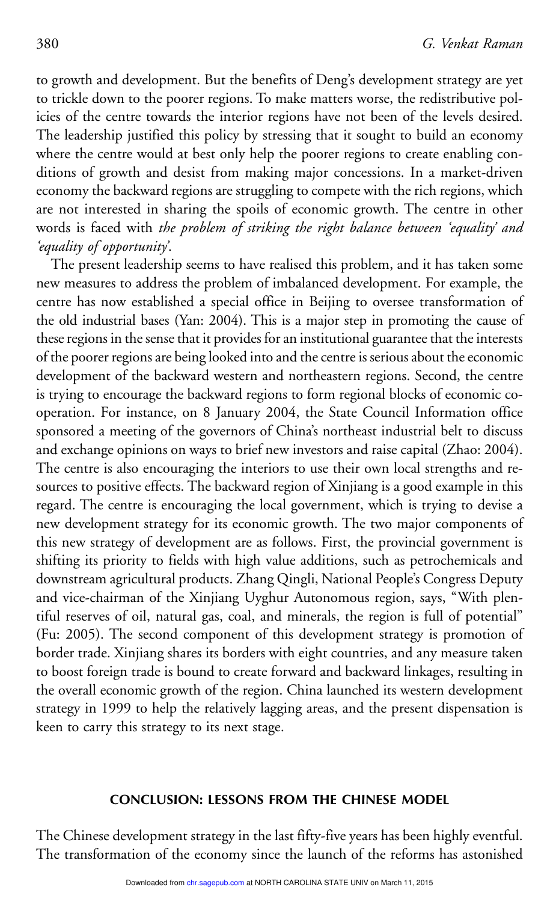to growth and development. But the benefits of Deng's development strategy are yet to trickle down to the poorer regions. To make matters worse, the redistributive policies of the centre towards the interior regions have not been of the levels desired. The leadership justified this policy by stressing that it sought to build an economy where the centre would at best only help the poorer regions to create enabling conditions of growth and desist from making major concessions. In a market-driven economy the backward regions are struggling to compete with the rich regions, which are not interested in sharing the spoils of economic growth. The centre in other words is faced with *the problem of striking the right balance between 'equality' and 'equality of opportunity'*.

The present leadership seems to have realised this problem, and it has taken some new measures to address the problem of imbalanced development. For example, the centre has now established a special office in Beijing to oversee transformation of the old industrial bases (Yan: 2004). This is a major step in promoting the cause of these regions in the sense that it provides for an institutional guarantee that the interests of the poorer regions are being looked into and the centre is serious about the economic development of the backward western and northeastern regions. Second, the centre is trying to encourage the backward regions to form regional blocks of economic cooperation. For instance, on 8 January 2004, the State Council Information office sponsored a meeting of the governors of China's northeast industrial belt to discuss and exchange opinions on ways to brief new investors and raise capital (Zhao: 2004). The centre is also encouraging the interiors to use their own local strengths and resources to positive effects. The backward region of Xinjiang is a good example in this regard. The centre is encouraging the local government, which is trying to devise a new development strategy for its economic growth. The two major components of this new strategy of development are as follows. First, the provincial government is shifting its priority to fields with high value additions, such as petrochemicals and downstream agricultural products. Zhang Qingli, National People's Congress Deputy and vice-chairman of the Xinjiang Uyghur Autonomous region, says, "With plentiful reserves of oil, natural gas, coal, and minerals, the region is full of potential" (Fu: 2005). The second component of this development strategy is promotion of border trade. Xinjiang shares its borders with eight countries, and any measure taken to boost foreign trade is bound to create forward and backward linkages, resulting in the overall economic growth of the region. China launched its western development strategy in 1999 to help the relatively lagging areas, and the present dispensation is keen to carry this strategy to its next stage.

## CONCLUSION: LESSONS FROM THE CHINESE MODEL

The Chinese development strategy in the last fifty-five years has been highly eventful. The transformation of the economy since the launch of the reforms has astonished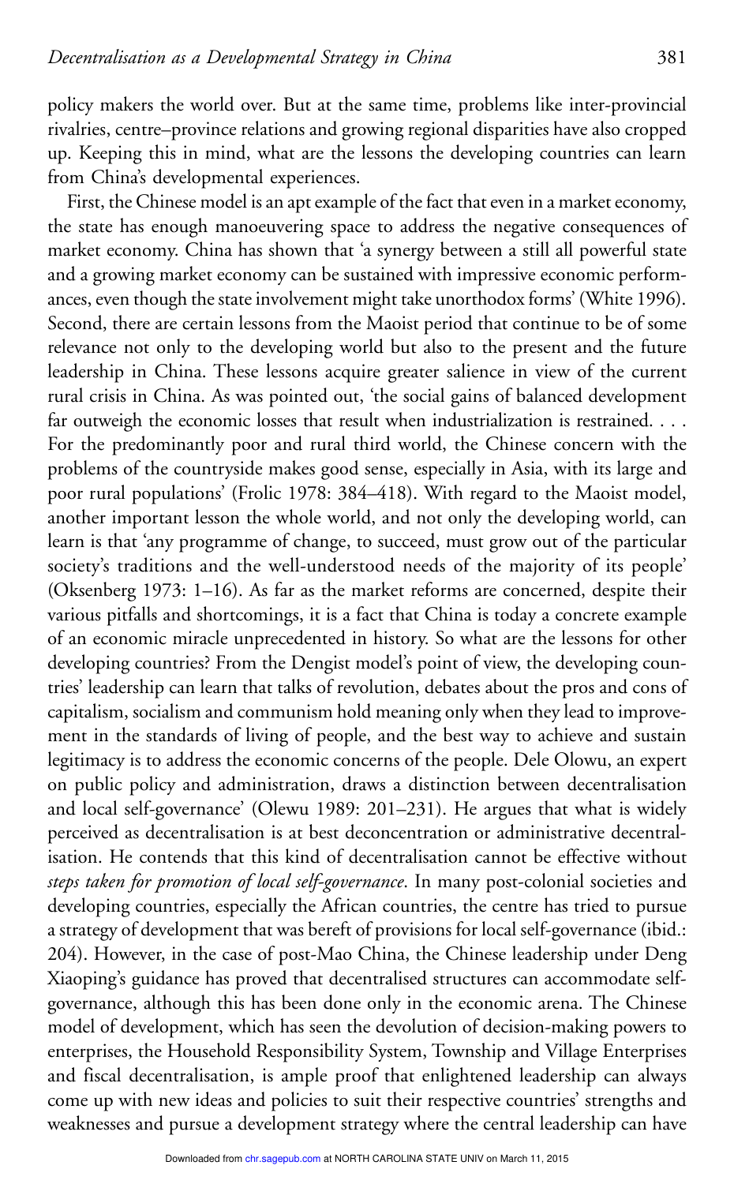policy makers the world over. But at the same time, problems like inter-provincial rivalries, centre–province relations and growing regional disparities have also cropped up. Keeping this in mind, what are the lessons the developing countries can learn from China's developmental experiences.

First, the Chinese model is an apt example of the fact that even in a market economy, the state has enough manoeuvering space to address the negative consequences of market economy. China has shown that 'a synergy between a still all powerful state and a growing market economy can be sustained with impressive economic performances, even though the state involvement might take unorthodox forms' (White 1996). Second, there are certain lessons from the Maoist period that continue to be of some relevance not only to the developing world but also to the present and the future leadership in China. These lessons acquire greater salience in view of the current rural crisis in China. As was pointed out, 'the social gains of balanced development far outweigh the economic losses that result when industrialization is restrained. . . . For the predominantly poor and rural third world, the Chinese concern with the problems of the countryside makes good sense, especially in Asia, with its large and poor rural populations' (Frolic 1978: 384–418). With regard to the Maoist model, another important lesson the whole world, and not only the developing world, can learn is that 'any programme of change, to succeed, must grow out of the particular society's traditions and the well-understood needs of the majority of its people' (Oksenberg 1973: 1–16). As far as the market reforms are concerned, despite their various pitfalls and shortcomings, it is a fact that China is today a concrete example of an economic miracle unprecedented in history. So what are the lessons for other developing countries? From the Dengist model's point of view, the developing countries' leadership can learn that talks of revolution, debates about the pros and cons of capitalism, socialism and communism hold meaning only when they lead to improvement in the standards of living of people, and the best way to achieve and sustain legitimacy is to address the economic concerns of the people. Dele Olowu, an expert on public policy and administration, draws a distinction between decentralisation and local self-governance' (Olewu 1989: 201–231). He argues that what is widely perceived as decentralisation is at best deconcentration or administrative decentralisation. He contends that this kind of decentralisation cannot be effective without *steps taken for promotion of local self-governance*. In many post-colonial societies and developing countries, especially the African countries, the centre has tried to pursue a strategy of development that was bereft of provisions for local self-governance (ibid.: 204). However, in the case of post-Mao China, the Chinese leadership under Deng Xiaoping's guidance has proved that decentralised structures can accommodate self-governance, although this has been done only in the economic arena. The Chinese model of development, which has seen the devolution of decision-making powers to enterprises, the Household Responsibility System, Township and Village Enterprises and fiscal decentralisation, is ample proof that enlightened leadership can always come up with new ideas and policies to suit their respective countries' strengths and weaknesses and pursue a development strategy where the central leadership can have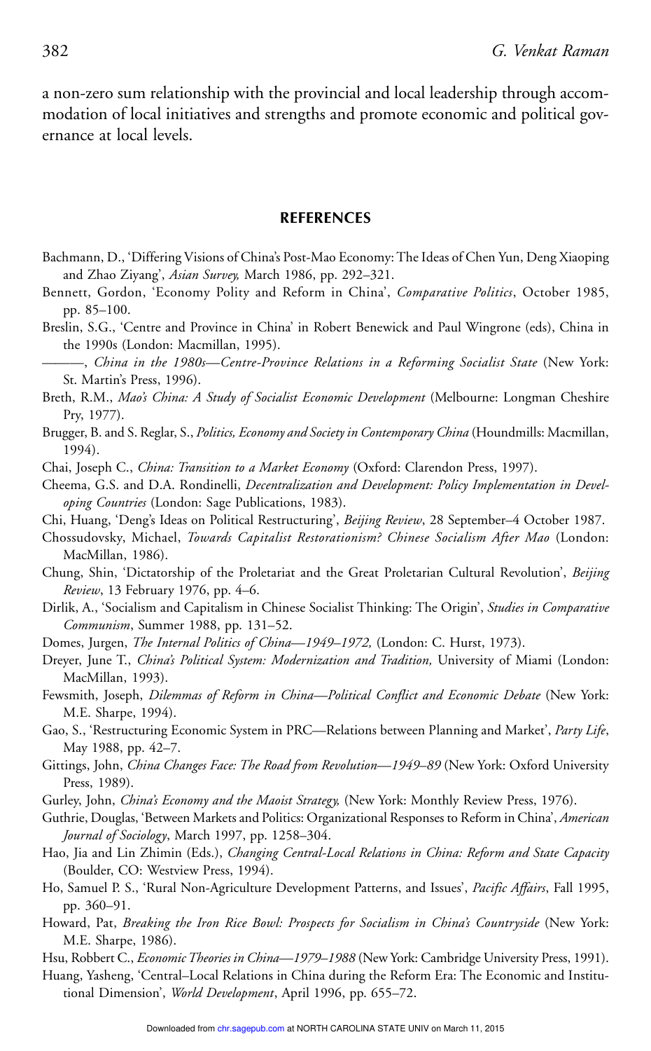a non-zero sum relationship with the provincial and local leadership through accommodation of local initiatives and strengths and promote economic and political governance at local levels.

## REFERENCES

Bachmann, D., 'Differing Visions of China's Post-Mao Economy: The Ideas of Chen Yun, Deng Xiaoping and Zhao Ziyang', *Asian Survey,* March 1986, pp. 292–321.

Bennett, Gordon, 'Economy Polity and Reform in China', *Comparative Politics*, October 1985, pp. 85–100.

Breslin, S.G., 'Centre and Province in China' in Robert Benewick and Paul Wingrone (eds), China in the 1990s (London: Macmillan, 1995).

———, *China in the 1980s—Centre-Province Relations in a Reforming Socialist State* (New York: St. Martin's Press, 1996).

Breth, R.M., *Mao's China: A Study of Socialist Economic Development* (Melbourne: Longman Cheshire Pry, 1977).

Brugger, B. and S. Reglar, S., *Politics, Economy and Society in Contemporary China* (Houndmills: Macmillan, 1994).

Chai, Joseph C., *China: Transition to a Market Economy* (Oxford: Clarendon Press, 1997).

Cheema, G.S. and D.A. Rondinelli, *Decentralization and Development: Policy Implementation in Developing Countries* (London: Sage Publications, 1983).

Chi, Huang, 'Deng's Ideas on Political Restructuring', *Beijing Review*, 28 September–4 October 1987.

Chossudovsky, Michael, *Towards Capitalist Restorationism? Chinese Socialism After Mao* (London: MacMillan, 1986).

Chung, Shin, 'Dictatorship of the Proletariat and the Great Proletarian Cultural Revolution', *Beijing Review*, 13 February 1976, pp. 4–6.

Dirlik, A., 'Socialism and Capitalism in Chinese Socialist Thinking: The Origin', *Studies in Comparative Communism*, Summer 1988, pp. 131–52.

Domes, Jurgen, *The Internal Politics of China—1949–1972,* (London: C. Hurst, 1973).

Dreyer, June T., *China's Political System: Modernization and Tradition,* University of Miami (London: MacMillan, 1993).

Fewsmith, Joseph, *Dilemmas of Reform in China—Political Conflict and Economic Debate* (New York: M.E. Sharpe, 1994).

Gao, S., 'Restructuring Economic System in PRC—Relations between Planning and Market', *Party Life*, May 1988, pp. 42–7.

Gittings, John, *China Changes Face: The Road from Revolution—1949–89* (New York: Oxford University Press, 1989).

Gurley, John, *China's Economy and the Maoist Strategy,* (New York: Monthly Review Press, 1976).

Guthrie, Douglas, 'Between Markets and Politics: Organizational Responses to Reform in China', *American Journal of Sociology*, March 1997, pp. 1258–304.

Hao, Jia and Lin Zhimin (Eds.), *Changing Central-Local Relations in China: Reform and State Capacity* (Boulder, CO: Westview Press, 1994).

Ho, Samuel P. S., 'Rural Non-Agriculture Development Patterns, and Issues', *Pacific Affairs*, Fall 1995, pp. 360–91.

Howard, Pat, *Breaking the Iron Rice Bowl: Prospects for Socialism in China's Countryside* (New York: M.E. Sharpe, 1986).

Hsu, Robbert C., *Economic Theories in China—1979–1988* (New York: Cambridge University Press, 1991).

Huang, Yasheng, 'Central–Local Relations in China during the Reform Era: The Economic and Institutional Dimension', *World Development*, April 1996, pp. 655–72.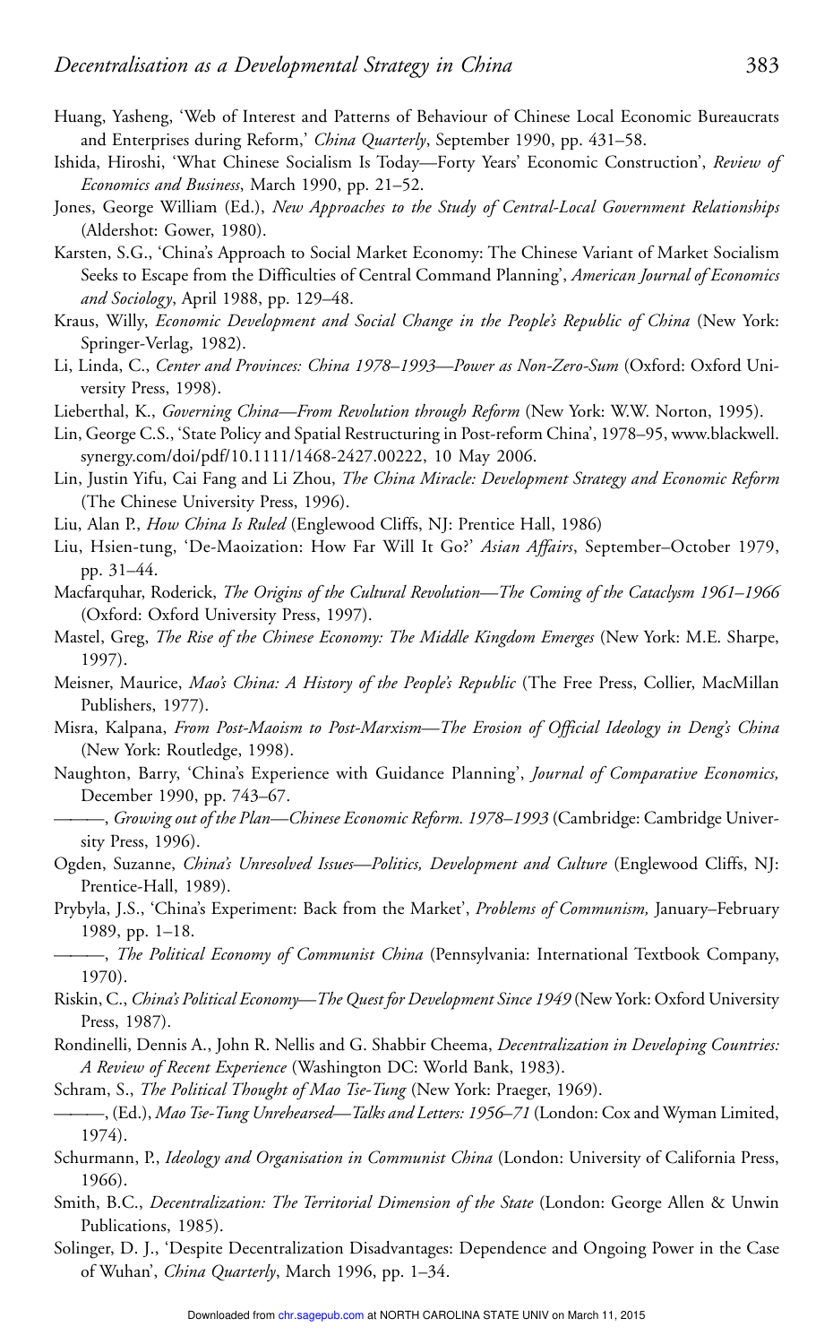Huang, Yasheng, 'Web of Interest and Patterns of Behaviour of Chinese Local Economic Bureaucrats and Enterprises during Reform,' *China Quarterly*, September 1990, pp. 431–58.

Ishida, Hiroshi, 'What Chinese Socialism Is Today—Forty Years' Economic Construction', *Review of Economics and Business*, March 1990, pp. 21–52.

Jones, George William (Ed.), *New Approaches to the Study of Central-Local Government Relationships* (Aldershot: Gower, 1980).

Karsten, S.G., 'China's Approach to Social Market Economy: The Chinese Variant of Market Socialism Seeks to Escape from the Difficulties of Central Command Planning', *American Journal of Economics and Sociology*, April 1988, pp. 129–48.

Kraus, Willy, *Economic Development and Social Change in the People's Republic of China* (New York: Springer-Verlag, 1982).

Li, Linda, C., *Center and Provinces: China 1978–1993—Power as Non-Zero-Sum* (Oxford: Oxford University Press, 1998).

Lieberthal, K., *Governing China—From Revolution through Reform* (New York: W.W. Norton, 1995).

Lin, George C.S., 'State Policy and Spatial Restructuring in Post-reform China', 1978–95, www.blackwell.synergy.com/doi/pdf/10.1111/1468-2427.00222, 10 May 2006.

Lin, Justin Yifu, Cai Fang and Li Zhou, *The China Miracle: Development Strategy and Economic Reform* (The Chinese University Press, 1996).

Liu, Alan P., *How China Is Ruled* (Englewood Cliffs, NJ: Prentice Hall, 1986)

Liu, Hsien-tung, 'De-Maoization: How Far Will It Go?' *Asian Affairs*, September–October 1979, pp. 31–44.

Macfarquhar, Roderick, *The Origins of the Cultural Revolution—The Coming of the Cataclysm 1961–1966* (Oxford: Oxford University Press, 1997).

Mastel, Greg, *The Rise of the Chinese Economy: The Middle Kingdom Emerges* (New York: M.E. Sharpe, 1997).

Meisner, Maurice, *Mao's China: A History of the People's Republic* (The Free Press, Collier, MacMillan Publishers, 1977).

Misra, Kalpana, *From Post-Maoism to Post-Marxism—The Erosion of Official Ideology in Deng's China* (New York: Routledge, 1998).

Naughton, Barry, 'China's Experience with Guidance Planning', *Journal of Comparative Economics,* December 1990, pp. 743–67.

———, *Growing out of the Plan—Chinese Economic Reform. 1978–1993* (Cambridge: Cambridge University Press, 1996).

Ogden, Suzanne, *China's Unresolved Issues—Politics, Development and Culture* (Englewood Cliffs, NJ: Prentice-Hall, 1989).

Prybyla, J.S., 'China's Experiment: Back from the Market', *Problems of Communism,* January–February 1989, pp. 1–18.

———, *The Political Economy of Communist China* (Pennsylvania: International Textbook Company, 1970).

Riskin, C., *China's Political Economy—The Quest for Development Since 1949* (New York: Oxford University Press, 1987).

Rondinelli, Dennis A., John R. Nellis and G. Shabbir Cheema, *Decentralization in Developing Countries: A Review of Recent Experience* (Washington DC: World Bank, 1983).

Schram, S., *The Political Thought of Mao Tse-Tung* (New York: Praeger, 1969).

———, (Ed.), *Mao Tse-Tung Unrehearsed—Talks and Letters: 1956–71* (London: Cox and Wyman Limited, 1974).

Schurmann, P., *Ideology and Organisation in Communist China* (London: University of California Press, 1966).

Smith, B.C., *Decentralization: The Territorial Dimension of the State* (London: George Allen & Unwin Publications, 1985).

Solinger, D. J., 'Despite Decentralization Disadvantages: Dependence and Ongoing Power in the Case of Wuhan', *China Quarterly*, March 1996, pp. 1–34.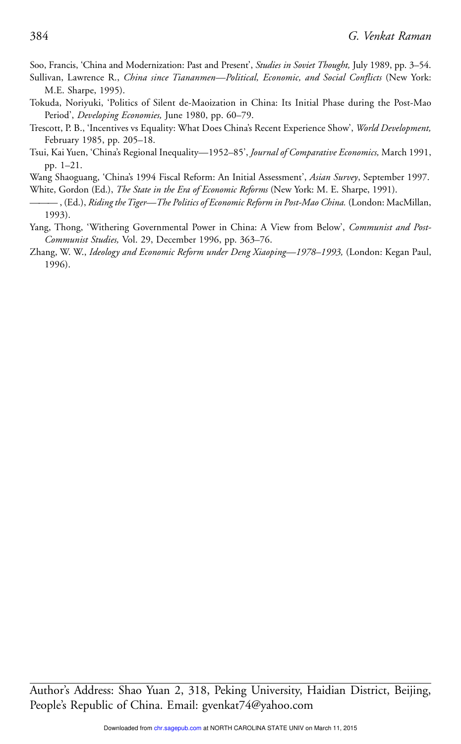Soo, Francis, 'China and Modernization: Past and Present', *Studies in Soviet Thought,* July 1989, pp. 3–54.

Sullivan, Lawrence R., *China since Tiananmen—Political, Economic, and Social Conflicts* (New York: M.E. Sharpe, 1995).

Tokuda, Noriyuki, 'Politics of Silent de-Maoization in China: Its Initial Phase during the Post-Mao Period', *Developing Economies,* June 1980, pp. 60–79.

Trescott, P. B., 'Incentives vs Equality: What Does China's Recent Experience Show', *World Development,* February 1985, pp. 205–18.

Tsui, Kai Yuen, 'China's Regional Inequality—1952–85', *Journal of Comparative Economics,* March 1991, pp. 1–21.

Wang Shaoguang, 'China's 1994 Fiscal Reform: An Initial Assessment', *Asian Survey*, September 1997.

White, Gordon (Ed.), *The State in the Era of Economic Reforms* (New York: M. E. Sharpe, 1991).

———, (Ed.), *Riding the Tiger—The Politics of Economic Reform in Post-Mao China.* (London: MacMillan, 1993).

Yang, Thong, 'Withering Governmental Power in China: A View from Below', *Communist and Post-Communist Studies,* Vol. 29, December 1996, pp. 363–76.

Zhang, W. W., *Ideology and Economic Reform under Deng Xiaoping—1978–1993,* (London: Kegan Paul, 1996).

Author's Address: Shao Yuan 2, 318, Peking University, Haidian District, Beijing, People's Republic of China. Email: gvenkat74@yahoo.com